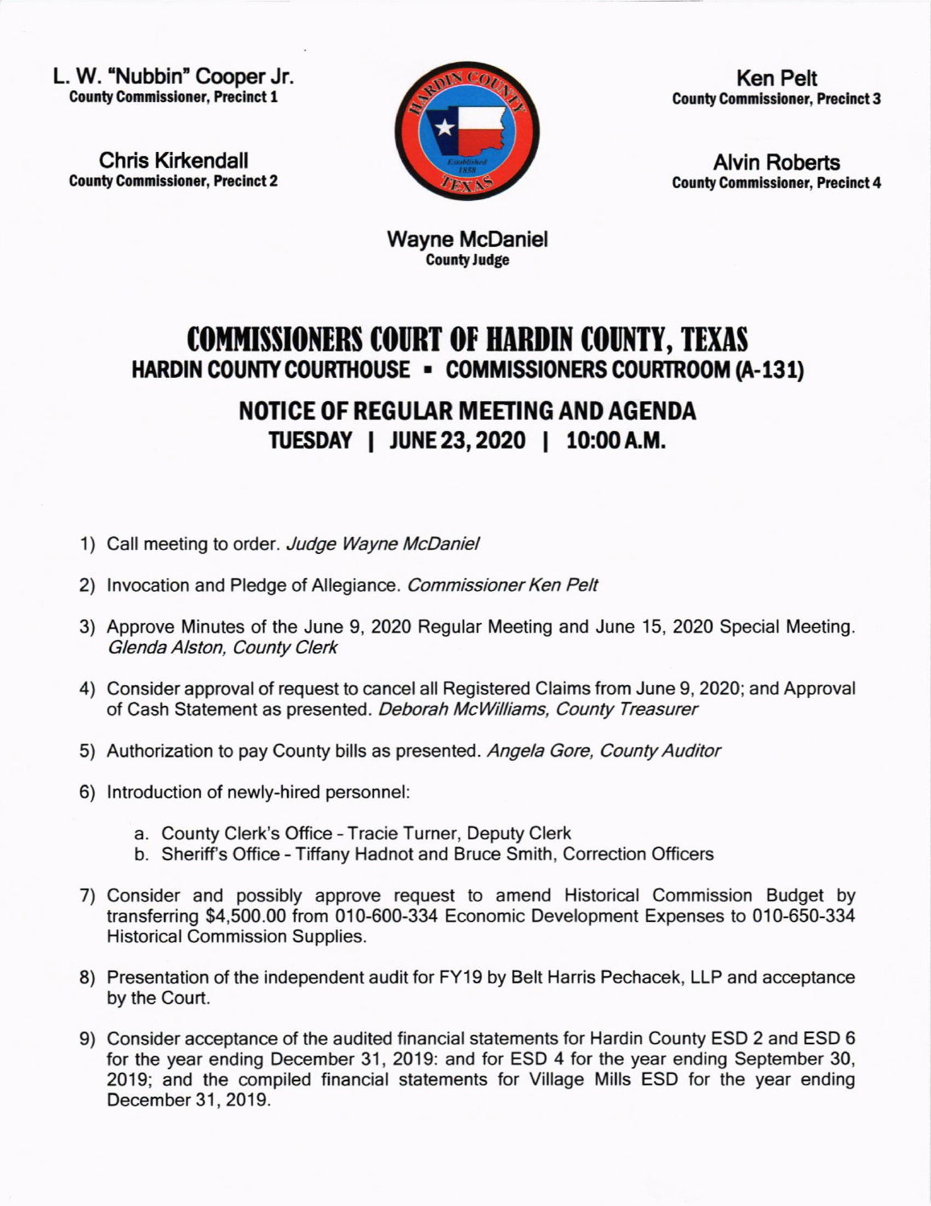**L. W. "Nubbin" Cooper Jr.**
**County Commissioner, Precinct 1**

**Chris Kirkendall**
**County Commissioner, Precinct 2**

**Ken Pelt**
**County Commissioner, Precinct 3**

**Alvin Roberts**
**County Commissioner, Precinct 4**

**Wayne McDaniel**
**County Judge**

# COMMISSIONERS COURT OF HARDIN COUNTY, TEXAS

## HARDIN COUNTY COURTHOUSE ▪ COMMISSIONERS COURTROOM (A-131)

## NOTICE OF REGULAR MEETING AND AGENDA

### TUESDAY | JUNE 23, 2020 | 10:00 A.M.

1) Call meeting to order. *Judge Wayne McDaniel*

2) Invocation and Pledge of Allegiance. *Commissioner Ken Pelt*

3) Approve Minutes of the June 9, 2020 Regular Meeting and June 15, 2020 Special Meeting. *Glenda Alston, County Clerk*

4) Consider approval of request to cancel all Registered Claims from June 9, 2020; and Approval of Cash Statement as presented. *Deborah McWilliams, County Treasurer*

5) Authorization to pay County bills as presented. *Angela Gore, County Auditor*

6) Introduction of newly-hired personnel:

   a. County Clerk's Office - Tracie Turner, Deputy Clerk
   b. Sheriff's Office - Tiffany Hadnot and Bruce Smith, Correction Officers

7) Consider and possibly approve request to amend Historical Commission Budget by transferring $4,500.00 from 010-600-334 Economic Development Expenses to 010-650-334 Historical Commission Supplies.

8) Presentation of the independent audit for FY19 by Belt Harris Pechacek, LLP and acceptance by the Court.

9) Consider acceptance of the audited financial statements for Hardin County ESD 2 and ESD 6 for the year ending December 31, 2019: and for ESD 4 for the year ending September 30, 2019; and the compiled financial statements for Village Mills ESD for the year ending December 31, 2019.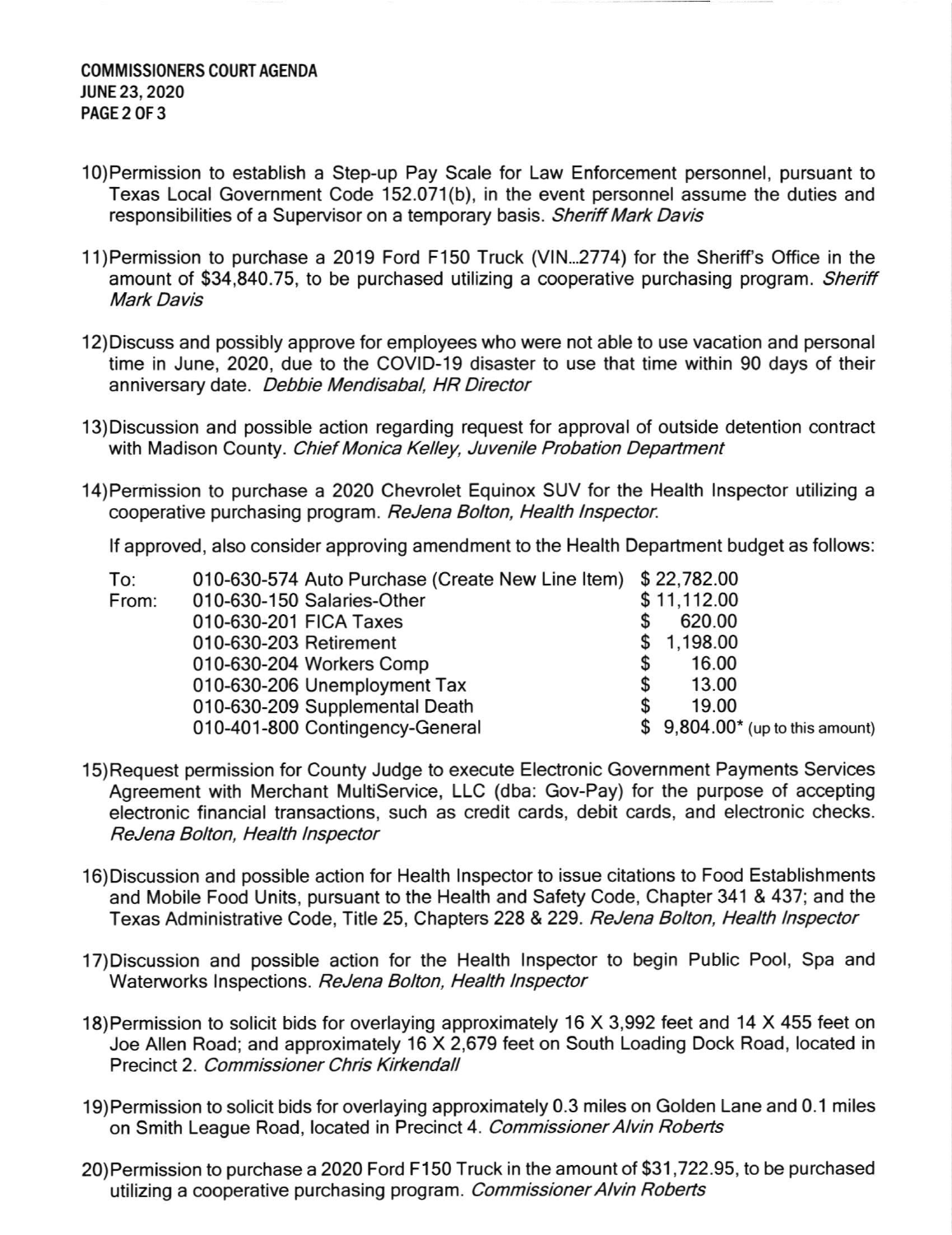10) Permission to establish a Step-up Pay Scale for Law Enforcement personnel, pursuant to Texas Local Government Code 152.071(b), in the event personnel assume the duties and responsibilities of a Supervisor on a temporary basis. *Sheriff Mark Davis*

11) Permission to purchase a 2019 Ford F150 Truck (VIN...2774) for the Sheriff's Office in the amount of $34,840.75, to be purchased utilizing a cooperative purchasing program. *Sheriff Mark Davis*

12) Discuss and possibly approve for employees who were not able to use vacation and personal time in June, 2020, due to the COVID-19 disaster to use that time within 90 days of their anniversary date. *Debbie Mendisabal, HR Director*

13) Discussion and possible action regarding request for approval of outside detention contract with Madison County. *Chief Monica Kelley, Juvenile Probation Department*

14) Permission to purchase a 2020 Chevrolet Equinox SUV for the Health Inspector utilizing a cooperative purchasing program. *ReJena Bolton, Health Inspector.*

If approved, also consider approving amendment to the Health Department budget as follows:

| | | |
|---|---|---|
| To: | 010-630-574 Auto Purchase (Create New Line Item) | $ 22,782.00 |
| From: | 010-630-150 Salaries-Other | $ 11,112.00 |
| | 010-630-201 FICA Taxes | $ 620.00 |
| | 010-630-203 Retirement | $ 1,198.00 |
| | 010-630-204 Workers Comp | $ 16.00 |
| | 010-630-206 Unemployment Tax | $ 13.00 |
| | 010-630-209 Supplemental Death | $ 19.00 |
| | 010-401-800 Contingency-General | $ 9,804.00* (up to this amount) |

15) Request permission for County Judge to execute Electronic Government Payments Services Agreement with Merchant MultiService, LLC (dba: Gov-Pay) for the purpose of accepting electronic financial transactions, such as credit cards, debit cards, and electronic checks. *ReJena Bolton, Health Inspector*

16) Discussion and possible action for Health Inspector to issue citations to Food Establishments and Mobile Food Units, pursuant to the Health and Safety Code, Chapter 341 & 437; and the Texas Administrative Code, Title 25, Chapters 228 & 229. *ReJena Bolton, Health Inspector*

17) Discussion and possible action for the Health Inspector to begin Public Pool, Spa and Waterworks Inspections. *ReJena Bolton, Health Inspector*

18) Permission to solicit bids for overlaying approximately 16 X 3,992 feet and 14 X 455 feet on Joe Allen Road; and approximately 16 X 2,679 feet on South Loading Dock Road, located in Precinct 2. *Commissioner Chris Kirkendall*

19) Permission to solicit bids for overlaying approximately 0.3 miles on Golden Lane and 0.1 miles on Smith League Road, located in Precinct 4. *Commissioner Alvin Roberts*

20) Permission to purchase a 2020 Ford F150 Truck in the amount of $31,722.95, to be purchased utilizing a cooperative purchasing program. *Commissioner Alvin Roberts*